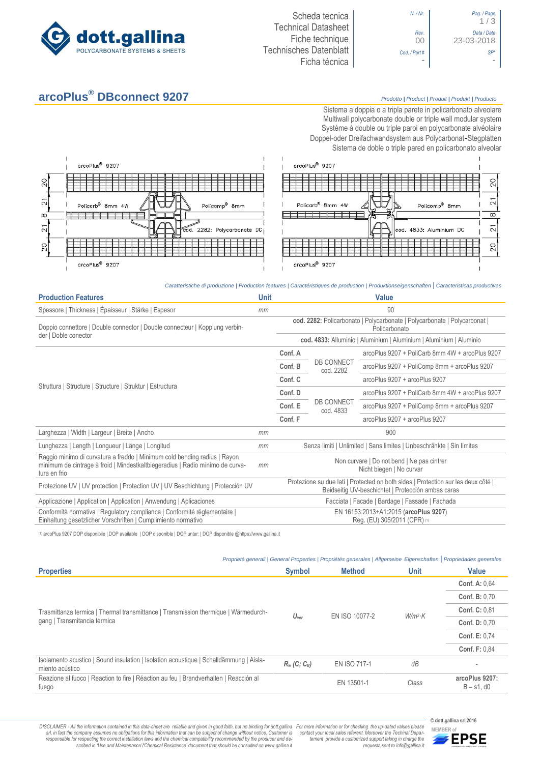# arcoPlus® DBconnect 9207

Scheda tecnica
Technical Datasheet
Fiche technique
Technisches Datenblatt
Ficha técnica

N. / Nr.
Rev. 00
Cod. / Part # -
Data / Date 23-03-2018
SP* -

*Prodotto | Product | Produit | Produkt | Producto*

Sistema a doppia o a tripla parete in policarbonato alveolare
Multiwall polycarbonate double or triple wall modular system
Système à double ou triple paroi en polycarbonate alvéolaire
Doppel-oder Dreifachwandsystem aus Polycarbonat-Stegplatten
Sistema de doble o triple pared en policarbonato alveolar

arcoPlus® 9207
Policarb® 8mm 4W
Policomp® 8mm
cod. 2282: Polycarbonate DC
arcoPlus® 9207

arcoPlus® 9207
Policarb® 8mm 4W
Policomp® 8mm
cod. 4833: Aluminium DC
arcoPlus® 9207

20 | 21 | 8 | 21 | 20

*Caratteristiche di produzione | Production features | Caractéristiques de production | Produktionseigenschaften | Caracteristicas productivas*

| Production Features | Unit | Value | | |
|---|---|---|---|---|
| Spessore \| Thickness \| Épaisseur \| Stärke \| Espesor | mm | 90 | | |
| Doppio connettore \| Double connector \| Double connecteur \| Kopplung verbinder \| Doble conector | | **cod. 2282:** Policarbonato \| Polycarbonate \| Polycarbonate \| Polycarbonat \| Policarbonato | | |
| | | **cod. 4833:** Alluminio \| Aluminium \| Aluminium \| Aluminium \| Aluminio | | |
| Struttura \| Structure \| Structure \| Struktur \| Estructura | | **Conf. A** | DB CONNECT cod. 2282 | arcoPlus 9207 + PoliCarb 8mm 4W + arcoPlus 9207 |
| | | **Conf. B** | | arcoPlus 9207 + PoliComp 8mm + arcoPlus 9207 |
| | | **Conf. C** | | arcoPlus 9207 + arcoPlus 9207 |
| | | **Conf. D** | DB CONNECT cod. 4833 | arcoPlus 9207 + PoliCarb 8mm 4W + arcoPlus 9207 |
| | | **Conf. E** | | arcoPlus 9207 + PoliComp 8mm + arcoPlus 9207 |
| | | **Conf. F** | | arcoPlus 9207 + arcoPlus 9207 |
| Larghezza \| Width \| Largeur \| Breite \| Ancho | mm | 900 | | |
| Lunghezza \| Length \| Longueur \| Länge \| Longitud | mm | Senza limiti \| Unlimited \| Sans limites \| Unbeschränkte \| Sin límites | | |
| Raggio minimo di curvatura a freddo \| Minimum cold bending radius \| Rayon minimum de cintrage à froid \| Mindestkaltbiegeradius \| Radio mínimo de curvatura en frio | mm | Non curvare \| Do not bend \| Ne pas cintrer Nicht biegen \| No curvar | | |
| Protezione UV \| UV protection \| Protection UV \| UV Beschichtung \| Protección UV | | Protezione su due lati \| Protected on both sides \| Protection sur les deux côté \| Beidseitig UV-beschichtet \| Protección ambas caras | | |
| Applicazione \| Application \| Application \| Anwendung \| Aplicaciones | | Facciata \| Facade \| Bardage \| Fassade \| Fachada | | |
| Conformità normativa \| Regulatory compliance \| Conformité réglementaire \| Einhaltung gesetzlicher Vorschriften \| Cumplimiento normativo | | EN 16153:2013+A1:2015 (**arcoPlus 9207**) Reg. (EU) 305/2011 (CPR) [1] | | |

[1] arcoPlus 9207 DOP disponibile | DOP available | DOP disponible | DOP unter: | DOP disponible @https://www.gallina.it

*Proprietà generali | General Properties | Propriétés generales | Allgemeine Eigenschaften | Propriedades generales*

| Properties | Symbol | Method | Unit | Value |
|---|---|---|---|---|
| Trasmittanza termica \| Thermal transmittance \| Transmission thermique \| Wärmedurchgang \| Transmitancia térmica | $U_{ver}$ | EN ISO 10077-2 | $W/m^2 \cdot K$ | **Conf. A:** 0,64 |
| | | | | **Conf. B:** 0,70 |
| | | | | **Conf. C:** 0,81 |
| | | | | **Conf. D:** 0,70 |
| | | | | **Conf. E:** 0,74 |
| | | | | **Conf. F:** 0,84 |
| Isolamento acustico \| Sound insulation \| Isolation acoustique \| Schalldämmung \| Aislamiento acústico | $R_w$ $(C; C_{tr})$ | EN ISO 717-1 | dB | - |
| Reazione al fuoco \| Reaction to fire \| Réaction au feu \| Brandverhalten \| Reacción al fuego | | EN 13501-1 | Class | **arcoPlus 9207:** B – s1, d0 |

*DISCLAIMER - All the information contained in this data-sheet are reliable and given in good faith, but no binding for dott.gallina srl, in fact the company assumes no obligations for this information that can be subject of change without notice. Customer is responsable for respecting the correct installation laws and the chemical compatibility recommended by the producer and described in 'Use and Maintenance'/'Chemical Resistence' document that should be consulted on www.gallina.it*

*For more information or for checking the up-dated values please contact your local sales referent. Moreover the Techinal Departement provide a customized support taking in charge the requests sent to info@gallina.it*

© dott.gallina srl 2016
MEMBER of EPSE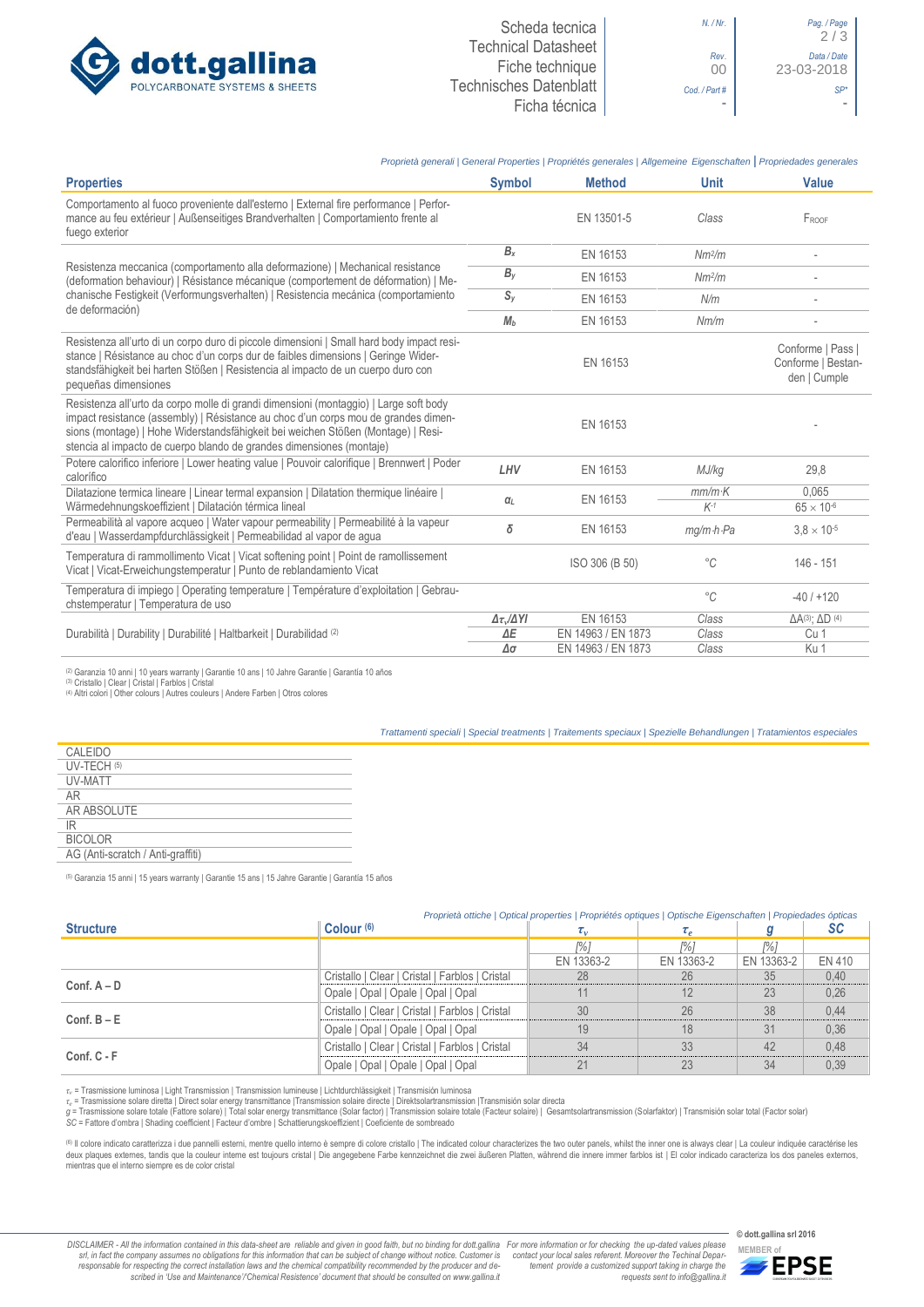*Proprietà generali | General Properties | Propriétés generales | Allgemeine Eigenschaften | Propriedades generales*

| Properties | Symbol | Method | Unit | Valore |
|---|---|---|---|---|
| Comportamento al fuoco proveniente dall'esterno \| External fire performance \| Performance au feu extérieur \| Außenseitiges Brandverhalten \| Comportamiento frente al fuego exterior | | EN 13501-5 | Class | $F_{ROOF}$ |
| Resistenza meccanica (comportamento alla deformazione) \| Mechanical resistance (deformation behaviour) \| Résistance mécanique (comportement de déformation) \| Mechanische Festigkeit (Verformungsverhalten) \| Resistencia mecánica (comportamiento de deformación) | $B_x$ | EN 16153 | $Nm^2/m$ | - |
| | $B_y$ | EN 16153 | $Nm^2/m$ | - |
| | $S_y$ | EN 16153 | N/m | - |
| | $M_b$ | EN 16153 | Nm/m | - |
| Resistenza all'urto di un corpo duro di piccole dimensioni \| Small hard body impact resistance \| Résistance au choc d'un corps dur de faibles dimensions \| Geringe Widerstandsfähigkeit bei harten Stößen \| Resistencia al impacto de un cuerpo duro con pequeñas dimensiones | | EN 16153 | | Conforme \| Pass \| Conforme \| Bestanden \| Cumple |
| Resistenza all'urto da corpo molle di grandi dimensioni (montaggio) \| Large soft body impact resistance (assembly) \| Résistance au choc d'un corps mou de grandes dimensions (montage) \| Hohe Widerstandsfähigkeit bei weichen Stößen (Montage) \| Resistencia al impacto de cuerpo blando de grandes dimensiones (montaje) | | EN 16153 | | - |
| Potere calorifico inferiore \| Lower heating value \| Pouvoir calorifique \| Brennwert \| Poder calorífico | LHV | EN 16153 | MJ/kg | 29,8 |
| Dilatazione termica lineare \| Linear termal expansion \| Dilatation thermique linéaire \| Wärmedehnungskoeffizient \| Dilatación térmica lineal | $\alpha_L$ | EN 16153 | mm/m·K | 0,065 |
| | | | $K^{-1}$ | $65 \times 10^{-6}$ |
| Permeabilità al vapore acqueo \| Water vapour permeability \| Permeabilité à la vapeur d'eau \| Wasserdampfdurchlässigkeit \| Permeabilidad al vapor de agua | $\delta$ | EN 16153 | mg/m·h·Pa | $3,8 \times 10^{-5}$ |
| Temperatura di rammollimento Vicat \| Vicat softening point \| Point de ramollissement Vicat \| Vicat-Erweichungstemperatur \| Punto de reblandamiento Vicat | | ISO 306 (B 50) | °C | 146 - 151 |
| Temperatura di impiego \| Operating temperature \| Température d'exploitation \| Gebrauchstemperatur \| Temperatura de uso | | | °C | -40 / +120 |
| Durabilità \| Durability \| Durabilité \| Haltbarkeit \| Durabilidad [2] | $\Delta\tau_v/\Delta YI$ | EN 16153 | Class | $\Delta A^{(3)}$; $\Delta D^{(4)}$ |
| | $\Delta E$ | EN 14963 / EN 1873 | Class | Cu 1 |
| | $\Delta\sigma$ | EN 14963 / EN 1873 | Class | Ku 1 |

[2] Garanzia 10 anni | 10 years warranty | Garantie 10 ans | 10 Jahre Garantie | Garantía 10 años
[3] Cristallo | Clear | Cristal | Farblos | Cristal
[4] Altri colori | Other colours | Autres couleurs | Andere Farben | Otros colores

*Trattamenti speciali | Special treatments | Traitements speciaux | Spezielle Behandlungen | Tratamientos especiales*

- CALEIDO
- UV-TECH [5]
- UV-MATT
- AR
- AR ABSOLUTE
- IR
- BICOLOR
- AG (Anti-scratch / Anti-graffiti)

[5] Garanzia 15 anni | 15 years warranty | Garantie 15 ans | 15 Jahre Garantie | Garantía 15 años

*Proprietà ottiche | Optical properties | Propriétés optiques | Optische Eigenschaften | Propiedades ópticas*

| Structure | Colour [6] | $\tau_v$ | $\tau_e$ | g | SC |
|---|---|---|---|---|---|
| | | [%] | [%] | [%] | |
| | | EN 13363-2 | EN 13363-2 | EN 13363-2 | EN 410 |
| Conf. A – D | Cristallo \| Clear \| Cristal \| Farblos \| Cristal | 28 | 26 | 35 | 0,40 |
| | Opale \| Opal \| Opale \| Opal \| Opal | 11 | 12 | 23 | 0,26 |
| Conf. B – E | Cristallo \| Clear \| Cristal \| Farblos \| Cristal | 30 | 26 | 38 | 0,44 |
| | Opale \| Opal \| Opale \| Opal \| Opal | 19 | 18 | 31 | 0,36 |
| Conf. C - F | Cristallo \| Clear \| Cristal \| Farblos \| Cristal | 34 | 33 | 42 | 0,48 |
| | Opale \| Opal \| Opale \| Opal \| Opal | 21 | 23 | 34 | 0,39 |

$\tau_v$ = Trasmissione luminosa | Light Transmission | Transmission lumineuse | Lichtdurchlässigkeit | Transmisión luminosa
$\tau_e$ = Trasmissione solare diretta | Direct solar energy transmittance |Transmission solaire directe | Direktsolartransmission |Transmisión solar directa
g = Trasmissione solare totale (Fattore solare) | Total solar energy transmittance (Solar factor) | Transmission solaire totale (Facteur solaire) | Gesamtsolartransmission (Solarfaktor) | Transmisión solar total (Factor solar)
SC = Fattore d'ombra | Shading coefficient | Facteur d'ombre | Schattierungskoeffizient | Coeficiente de sombreado

[6] Il colore indicato caratterizza i due pannelli esterni, mentre quello interno è sempre di colore cristallo | The indicated colour characterizes the two outer panels, whilst the inner one is always clear | La couleur indiquée caractérise les deux plaques externes, tandis que la couleur interne est toujours cristal | Die angegebene Farbe kennzeichnet die zwei äußeren Platten, während die innere immer farblos ist | El color indicado caracteriza los dos paneles externos, mientras que el interno siempre es de color cristal

*DISCLAIMER - All the information contained in this data-sheet are reliable and given in good faith, but no binding for dott.gallina srl, in fact the company assumes no obligations for this information that can be subject of change without notice. Customer is responsable for respecting the correct installation laws and the chemical compatibility recommended by the producer and described in 'Use and Maintenance'/'Chemical Resistence' document that should be consulted on www.gallina.it*

*For more information or for checking the up-dated values please contact your local sales referent. Moreover the Techinal Department provide a customized support taking in charge the requests sent to info@gallina.it*

© dott.gallina srl 2016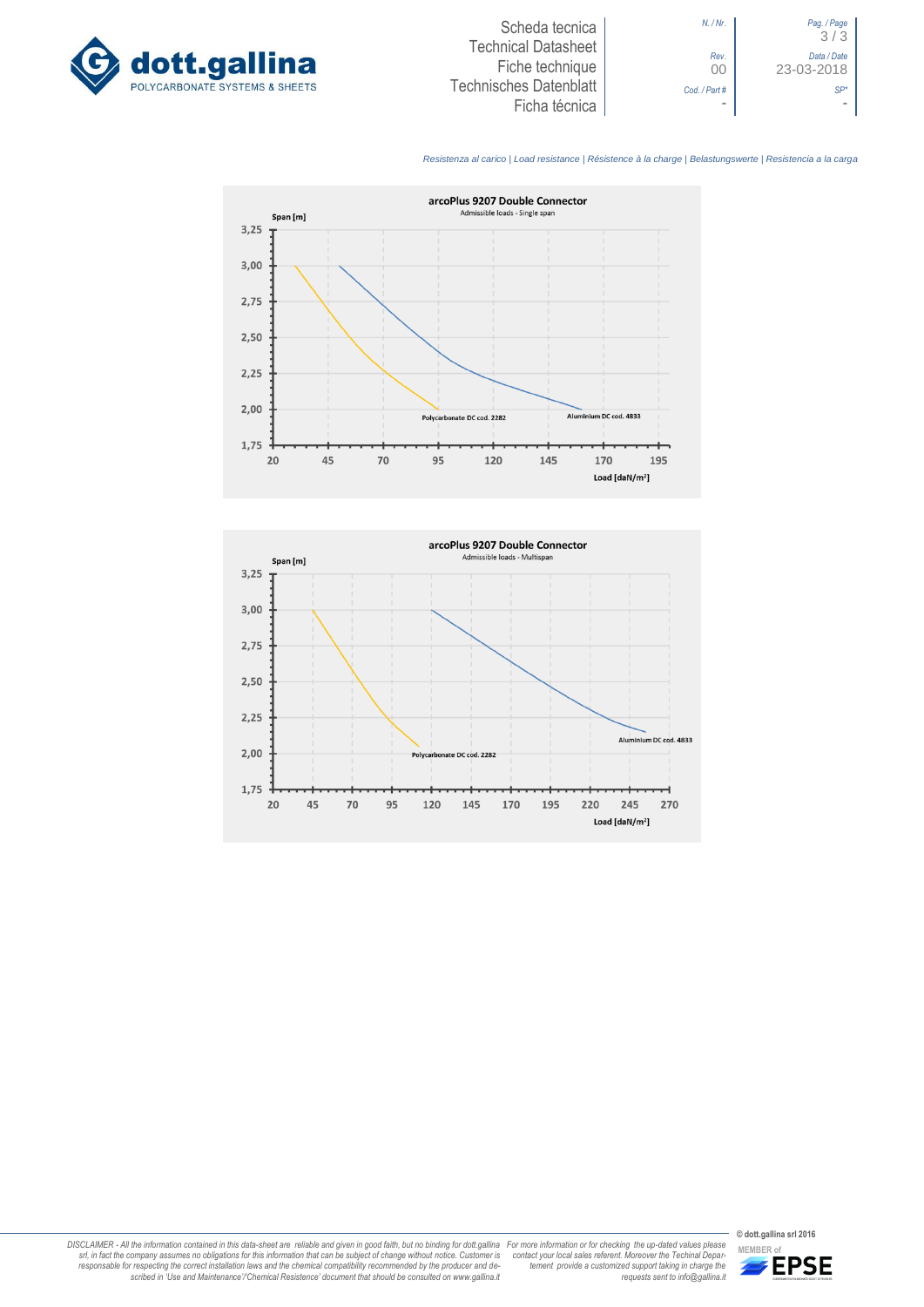*Resistenza al carico | Load resistance | Résistence à la charge | Belastungswerte | Resistencia a la carga*

**arcoPlus 9207 Double Connector**

Admissible loads - Single span

Span [m]

3,25
3,00
2,75
2,50
2,25
2,00
1,75

20 45 70 95 120 145 170 195

Load [daN/m²]

Polycarbonate DC cod. 2282

Aluminium DC cod. 4833

**arcoPlus 9207 Double Connector**

Admissible loads - Multispan

Span [m]

3,25
3,00
2,75
2,50
2,25
2,00
1,75

20 45 70 95 120 145 170 195 220 245 270

Load [daN/m²]

Polycarbonate DC cod. 2282

Aluminium DC cod. 4833

DISCLAIMER - All the information contained in this data-sheet are reliable and given in good faith, but no binding for dott.gallina srl, in fact the company assumes no obligations for this information that can be subject of change without notice. Customer is responsable for respecting the correct installation laws and the chemical compatibility recommended by the producer and described in 'Use and Maintenance'/'Chemical Resistence' document that should be consulted on www.gallina.it

For more information or for checking the up-dated values please contact your local sales referent. Moreover the Techinal Departement provide a customized support taking in charge the requests sent to info@gallina.it

© dott.gallina srl 2016

MEMBER of EPSE